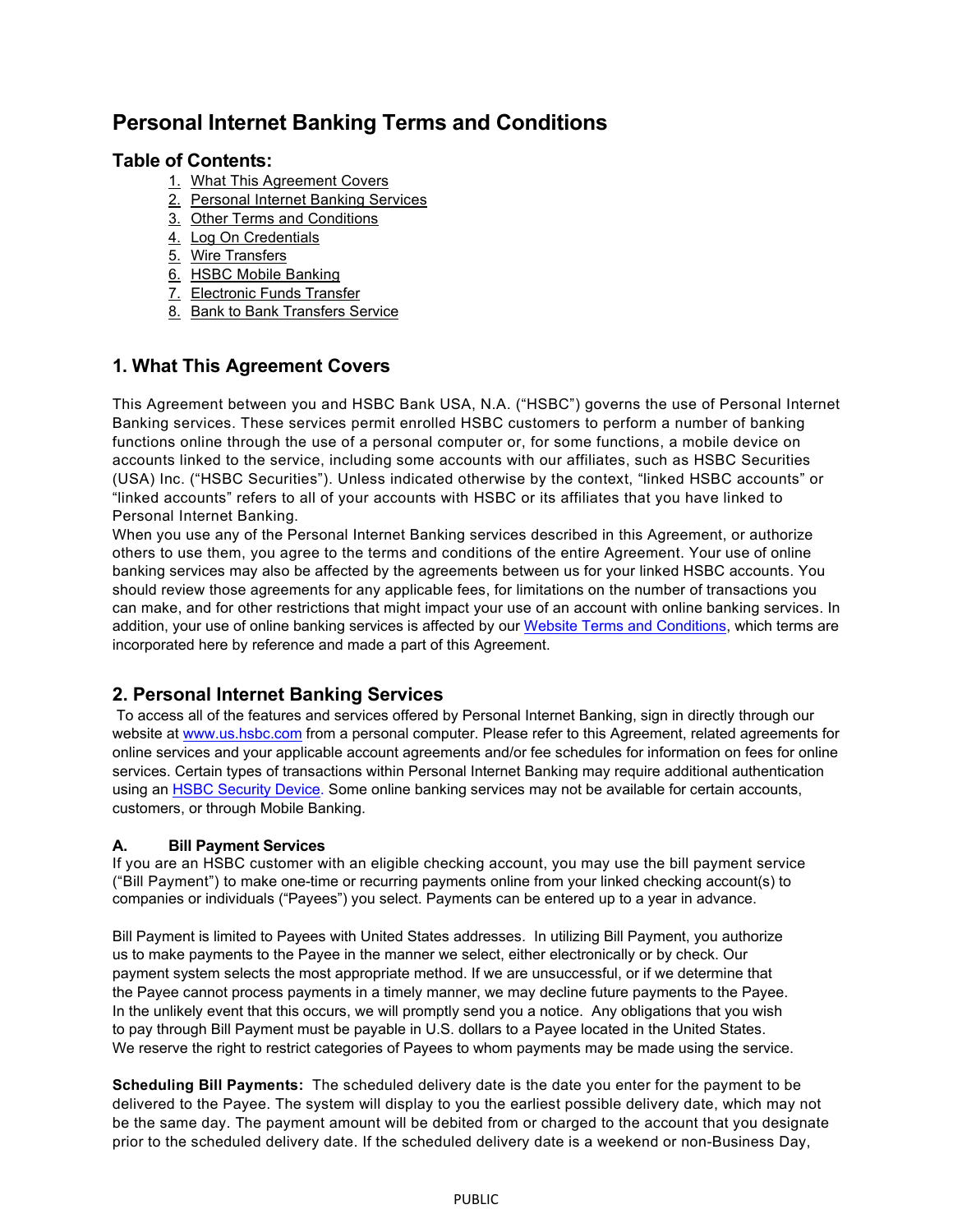# Personal Internet Banking Terms and Conditions

## Table of Contents:

1. What This Agreement Covers
2. Personal Internet Banking Services
3. Other Terms and Conditions
4. Log On Credentials
5. Wire Transfers
6. HSBC Mobile Banking
7. Electronic Funds Transfer
8. Bank to Bank Transfers Service

## 1. What This Agreement Covers

This Agreement between you and HSBC Bank USA, N.A. ("HSBC") governs the use of Personal Internet Banking services. These services permit enrolled HSBC customers to perform a number of banking functions online through the use of a personal computer or, for some functions, a mobile device on accounts linked to the service, including some accounts with our affiliates, such as HSBC Securities (USA) Inc. ("HSBC Securities"). Unless indicated otherwise by the context, "linked HSBC accounts" or "linked accounts" refers to all of your accounts with HSBC or its affiliates that you have linked to Personal Internet Banking.

When you use any of the Personal Internet Banking services described in this Agreement, or authorize others to use them, you agree to the terms and conditions of the entire Agreement. Your use of online banking services may also be affected by the agreements between us for your linked HSBC accounts. You should review those agreements for any applicable fees, for limitations on the number of transactions you can make, and for other restrictions that might impact your use of an account with online banking services. In addition, your use of online banking services is affected by our Website Terms and Conditions, which terms are incorporated here by reference and made a part of this Agreement.

## 2. Personal Internet Banking Services

To access all of the features and services offered by Personal Internet Banking, sign in directly through our website at www.us.hsbc.com from a personal computer. Please refer to this Agreement, related agreements for online services and your applicable account agreements and/or fee schedules for information on fees for online services. Certain types of transactions within Personal Internet Banking may require additional authentication using an HSBC Security Device. Some online banking services may not be available for certain accounts, customers, or through Mobile Banking.

### A. Bill Payment Services

If you are an HSBC customer with an eligible checking account, you may use the bill payment service ("Bill Payment") to make one-time or recurring payments online from your linked checking account(s) to companies or individuals ("Payees") you select. Payments can be entered up to a year in advance.

Bill Payment is limited to Payees with United States addresses. In utilizing Bill Payment, you authorize us to make payments to the Payee in the manner we select, either electronically or by check. Our payment system selects the most appropriate method. If we are unsuccessful, or if we determine that the Payee cannot process payments in a timely manner, we may decline future payments to the Payee. In the unlikely event that this occurs, we will promptly send you a notice. Any obligations that you wish to pay through Bill Payment must be payable in U.S. dollars to a Payee located in the United States. We reserve the right to restrict categories of Payees to whom payments may be made using the service.

**Scheduling Bill Payments:** The scheduled delivery date is the date you enter for the payment to be delivered to the Payee. The system will display to you the earliest possible delivery date, which may not be the same day. The payment amount will be debited from or charged to the account that you designate prior to the scheduled delivery date. If the scheduled delivery date is a weekend or non-Business Day,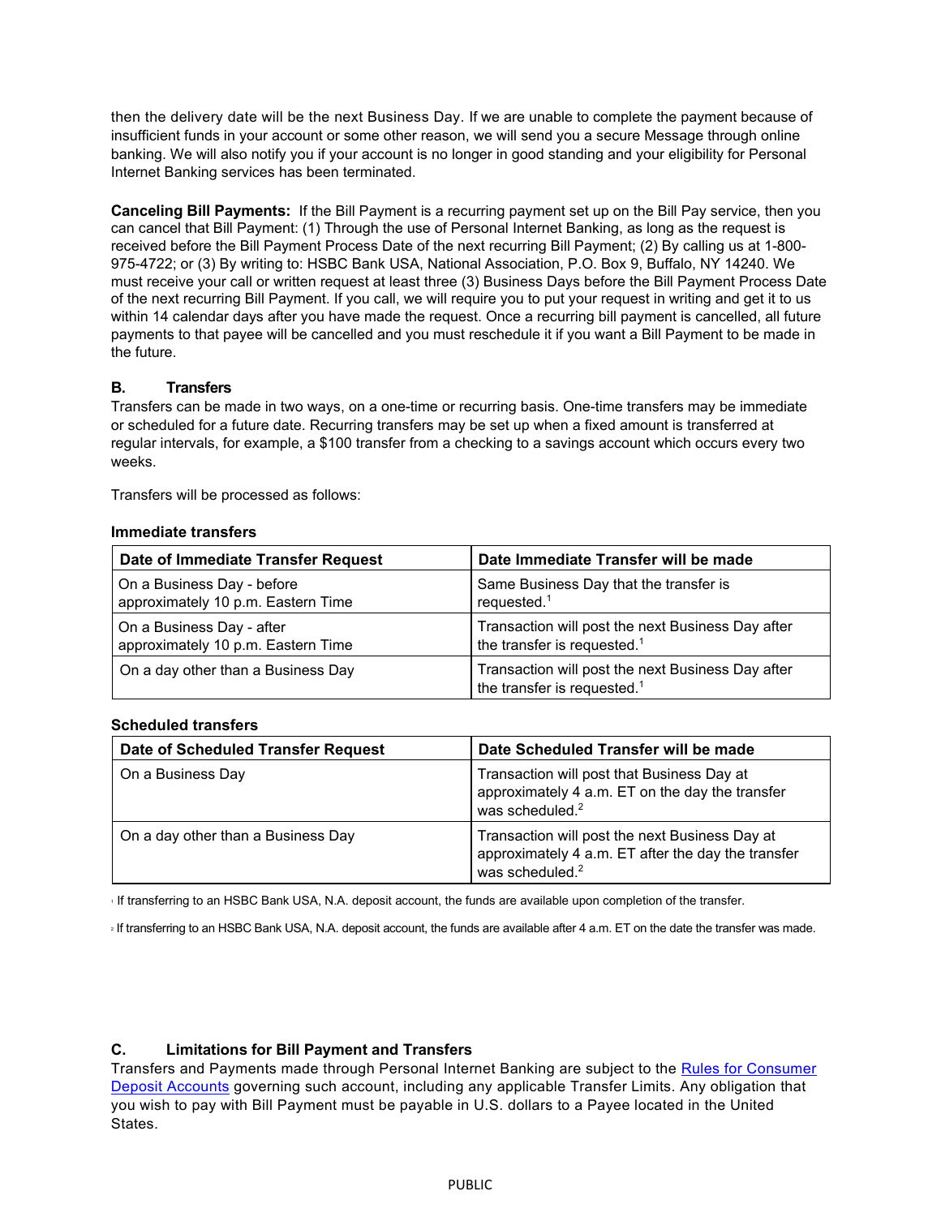then the delivery date will be the next Business Day. If we are unable to complete the payment because of insufficient funds in your account or some other reason, we will send you a secure Message through online banking. We will also notify you if your account is no longer in good standing and your eligibility for Personal Internet Banking services has been terminated.

**Canceling Bill Payments:** If the Bill Payment is a recurring payment set up on the Bill Pay service, then you can cancel that Bill Payment: (1) Through the use of Personal Internet Banking, as long as the request is received before the Bill Payment Process Date of the next recurring Bill Payment; (2) By calling us at 1-800-975-4722; or (3) By writing to: HSBC Bank USA, National Association, P.O. Box 9, Buffalo, NY 14240. We must receive your call or written request at least three (3) Business Days before the Bill Payment Process Date of the next recurring Bill Payment. If you call, we will require you to put your request in writing and get it to us within 14 calendar days after you have made the request. Once a recurring bill payment is cancelled, all future payments to that payee will be cancelled and you must reschedule it if you want a Bill Payment to be made in the future.

### B. Transfers

Transfers can be made in two ways, on a one-time or recurring basis. One-time transfers may be immediate or scheduled for a future date. Recurring transfers may be set up when a fixed amount is transferred at regular intervals, for example, a $100 transfer from a checking to a savings account which occurs every two weeks.

Transfers will be processed as follows:

**Immediate transfers**

| Date of Immediate Transfer Request | Date Immediate Transfer will be made |
|---|---|
| On a Business Day - before approximately 10 p.m. Eastern Time | Same Business Day that the transfer is requested.[1] |
| On a Business Day - after approximately 10 p.m. Eastern Time | Transaction will post the next Business Day after the transfer is requested.[1] |
| On a day other than a Business Day | Transaction will post the next Business Day after the transfer is requested.[1] |

**Scheduled transfers**

| Date of Scheduled Transfer Request | Date Scheduled Transfer will be made |
|---|---|
| On a Business Day | Transaction will post that Business Day at approximately 4 a.m. ET on the day the transfer was scheduled.[2] |
| On a day other than a Business Day | Transaction will post the next Business Day at approximately 4 a.m. ET after the day the transfer was scheduled.[2] |

[1] If transferring to an HSBC Bank USA, N.A. deposit account, the funds are available upon completion of the transfer.

[2] If transferring to an HSBC Bank USA, N.A. deposit account, the funds are available after 4 a.m. ET on the date the transfer was made.

### C. Limitations for Bill Payment and Transfers

Transfers and Payments made through Personal Internet Banking are subject to the Rules for Consumer Deposit Accounts governing such account, including any applicable Transfer Limits. Any obligation that you wish to pay with Bill Payment must be payable in U.S. dollars to a Payee located in the United States.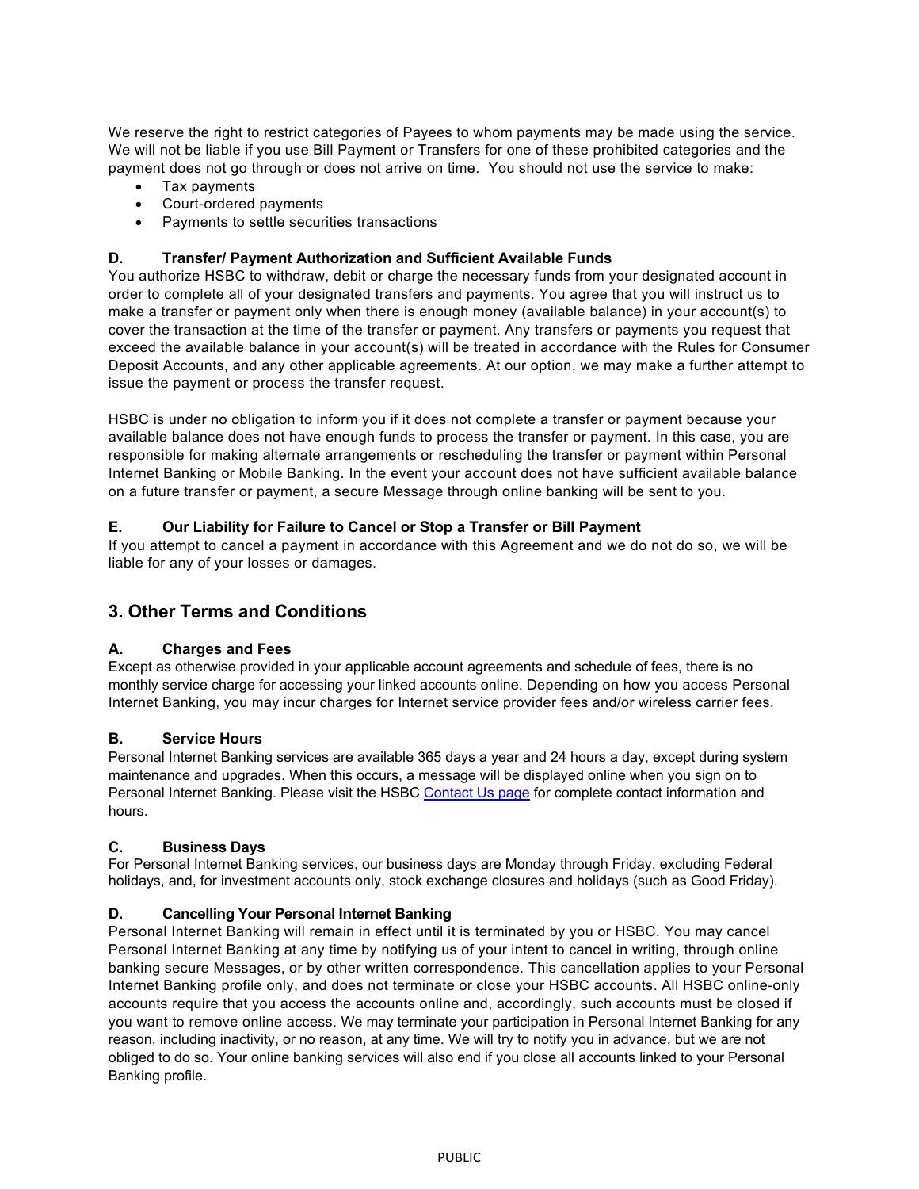We reserve the right to restrict categories of Payees to whom payments may be made using the service. We will not be liable if you use Bill Payment or Transfers for one of these prohibited categories and the payment does not go through or does not arrive on time. You should not use the service to make:

- Tax payments
- Court-ordered payments
- Payments to settle securities transactions

#### D. Transfer/ Payment Authorization and Sufficient Available Funds

You authorize HSBC to withdraw, debit or charge the necessary funds from your designated account in order to complete all of your designated transfers and payments. You agree that you will instruct us to make a transfer or payment only when there is enough money (available balance) in your account(s) to cover the transaction at the time of the transfer or payment. Any transfers or payments you request that exceed the available balance in your account(s) will be treated in accordance with the Rules for Consumer Deposit Accounts, and any other applicable agreements. At our option, we may make a further attempt to issue the payment or process the transfer request.

HSBC is under no obligation to inform you if it does not complete a transfer or payment because your available balance does not have enough funds to process the transfer or payment. In this case, you are responsible for making alternate arrangements or rescheduling the transfer or payment within Personal Internet Banking or Mobile Banking. In the event your account does not have sufficient available balance on a future transfer or payment, a secure Message through online banking will be sent to you.

#### E. Our Liability for Failure to Cancel or Stop a Transfer or Bill Payment

If you attempt to cancel a payment in accordance with this Agreement and we do not do so, we will be liable for any of your losses or damages.

## 3. Other Terms and Conditions

#### A. Charges and Fees

Except as otherwise provided in your applicable account agreements and schedule of fees, there is no monthly service charge for accessing your linked accounts online. Depending on how you access Personal Internet Banking, you may incur charges for Internet service provider fees and/or wireless carrier fees.

#### B. Service Hours

Personal Internet Banking services are available 365 days a year and 24 hours a day, except during system maintenance and upgrades. When this occurs, a message will be displayed online when you sign on to Personal Internet Banking. Please visit the HSBC Contact Us page for complete contact information and hours.

#### C. Business Days

For Personal Internet Banking services, our business days are Monday through Friday, excluding Federal holidays, and, for investment accounts only, stock exchange closures and holidays (such as Good Friday).

#### D. Cancelling Your Personal Internet Banking

Personal Internet Banking will remain in effect until it is terminated by you or HSBC. You may cancel Personal Internet Banking at any time by notifying us of your intent to cancel in writing, through online banking secure Messages, or by other written correspondence. This cancellation applies to your Personal Internet Banking profile only, and does not terminate or close your HSBC accounts. All HSBC online-only accounts require that you access the accounts online and, accordingly, such accounts must be closed if you want to remove online access. We may terminate your participation in Personal Internet Banking for any reason, including inactivity, or no reason, at any time. We will try to notify you in advance, but we are not obliged to do so. Your online banking services will also end if you close all accounts linked to your Personal Banking profile.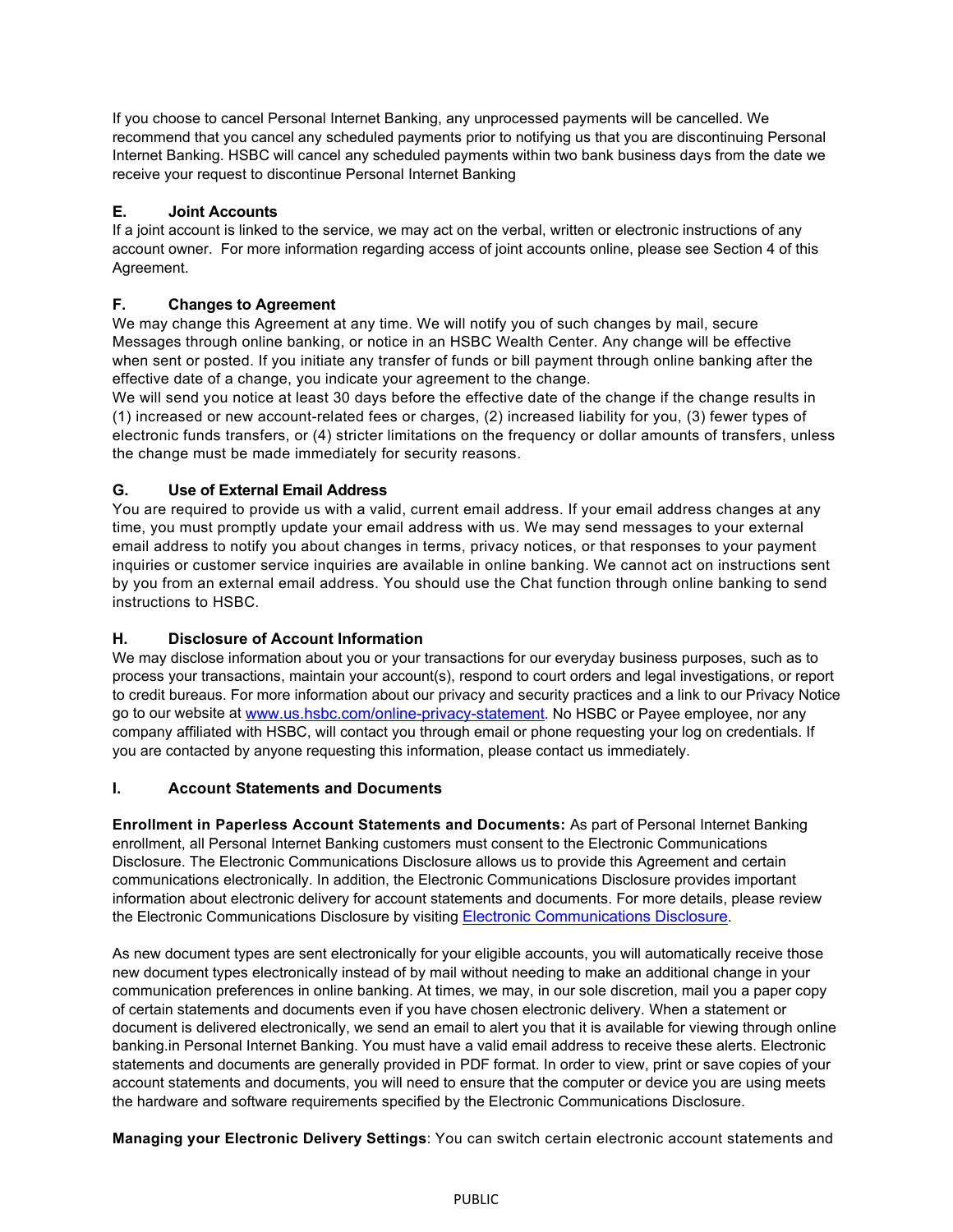If you choose to cancel Personal Internet Banking, any unprocessed payments will be cancelled. We recommend that you cancel any scheduled payments prior to notifying us that you are discontinuing Personal Internet Banking. HSBC will cancel any scheduled payments within two bank business days from the date we receive your request to discontinue Personal Internet Banking

### E. Joint Accounts

If a joint account is linked to the service, we may act on the verbal, written or electronic instructions of any account owner. For more information regarding access of joint accounts online, please see Section 4 of this Agreement.

### F. Changes to Agreement

We may change this Agreement at any time. We will notify you of such changes by mail, secure Messages through online banking, or notice in an HSBC Wealth Center. Any change will be effective when sent or posted. If you initiate any transfer of funds or bill payment through online banking after the effective date of a change, you indicate your agreement to the change.

We will send you notice at least 30 days before the effective date of the change if the change results in (1) increased or new account-related fees or charges, (2) increased liability for you, (3) fewer types of electronic funds transfers, or (4) stricter limitations on the frequency or dollar amounts of transfers, unless the change must be made immediately for security reasons.

### G. Use of External Email Address

You are required to provide us with a valid, current email address. If your email address changes at any time, you must promptly update your email address with us. We may send messages to your external email address to notify you about changes in terms, privacy notices, or that responses to your payment inquiries or customer service inquiries are available in online banking. We cannot act on instructions sent by you from an external email address. You should use the Chat function through online banking to send instructions to HSBC.

### H. Disclosure of Account Information

We may disclose information about you or your transactions for our everyday business purposes, such as to process your transactions, maintain your account(s), respond to court orders and legal investigations, or report to credit bureaus. For more information about our privacy and security practices and a link to our Privacy Notice go to our website at www.us.hsbc.com/online-privacy-statement. No HSBC or Payee employee, nor any company affiliated with HSBC, will contact you through email or phone requesting your log on credentials. If you are contacted by anyone requesting this information, please contact us immediately.

### I. Account Statements and Documents

**Enrollment in Paperless Account Statements and Documents:** As part of Personal Internet Banking enrollment, all Personal Internet Banking customers must consent to the Electronic Communications Disclosure. The Electronic Communications Disclosure allows us to provide this Agreement and certain communications electronically. In addition, the Electronic Communications Disclosure provides important information about electronic delivery for account statements and documents. For more details, please review the Electronic Communications Disclosure by visiting Electronic Communications Disclosure.

As new document types are sent electronically for your eligible accounts, you will automatically receive those new document types electronically instead of by mail without needing to make an additional change in your communication preferences in online banking. At times, we may, in our sole discretion, mail you a paper copy of certain statements and documents even if you have chosen electronic delivery. When a statement or document is delivered electronically, we send an email to alert you that it is available for viewing through online banking.in Personal Internet Banking. You must have a valid email address to receive these alerts. Electronic statements and documents are generally provided in PDF format. In order to view, print or save copies of your account statements and documents, you will need to ensure that the computer or device you are using meets the hardware and software requirements specified by the Electronic Communications Disclosure.

**Managing your Electronic Delivery Settings**: You can switch certain electronic account statements and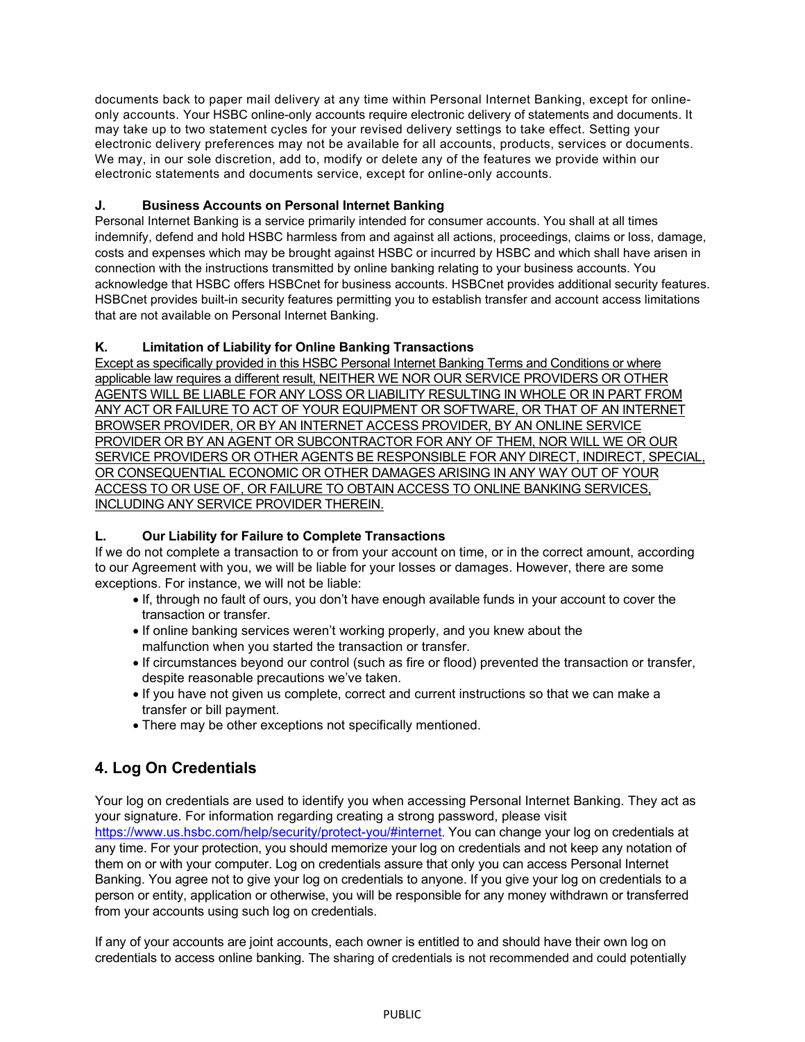documents back to paper mail delivery at any time within Personal Internet Banking, except for online-only accounts. Your HSBC online-only accounts require electronic delivery of statements and documents. It may take up to two statement cycles for your revised delivery settings to take effect. Setting your electronic delivery preferences may not be available for all accounts, products, services or documents. We may, in our sole discretion, add to, modify or delete any of the features we provide within our electronic statements and documents service, except for online-only accounts.

### J. Business Accounts on Personal Internet Banking

Personal Internet Banking is a service primarily intended for consumer accounts. You shall at all times indemnify, defend and hold HSBC harmless from and against all actions, proceedings, claims or loss, damage, costs and expenses which may be brought against HSBC or incurred by HSBC and which shall have arisen in connection with the instructions transmitted by online banking relating to your business accounts. You acknowledge that HSBC offers HSBCnet for business accounts. HSBCnet provides additional security features. HSBCnet provides built-in security features permitting you to establish transfer and account access limitations that are not available on Personal Internet Banking.

### K. Limitation of Liability for Online Banking Transactions

<u>Except as specifically provided in this HSBC Personal Internet Banking Terms and Conditions or where applicable law requires a different result, NEITHER WE NOR OUR SERVICE PROVIDERS OR OTHER AGENTS WILL BE LIABLE FOR ANY LOSS OR LIABILITY RESULTING IN WHOLE OR IN PART FROM ANY ACT OR FAILURE TO ACT OF YOUR EQUIPMENT OR SOFTWARE, OR THAT OF AN INTERNET BROWSER PROVIDER, OR BY AN INTERNET ACCESS PROVIDER, BY AN ONLINE SERVICE PROVIDER OR BY AN AGENT OR SUBCONTRACTOR FOR ANY OF THEM, NOR WILL WE OR OUR SERVICE PROVIDERS OR OTHER AGENTS BE RESPONSIBLE FOR ANY DIRECT, INDIRECT, SPECIAL, OR CONSEQUENTIAL ECONOMIC OR OTHER DAMAGES ARISING IN ANY WAY OUT OF YOUR ACCESS TO OR USE OF, OR FAILURE TO OBTAIN ACCESS TO ONLINE BANKING SERVICES, INCLUDING ANY SERVICE PROVIDER THEREIN.</u>

### L. Our Liability for Failure to Complete Transactions

If we do not complete a transaction to or from your account on time, or in the correct amount, according to our Agreement with you, we will be liable for your losses or damages. However, there are some exceptions. For instance, we will not be liable:

- If, through no fault of ours, you don't have enough available funds in your account to cover the transaction or transfer.
- If online banking services weren't working properly, and you knew about the malfunction when you started the transaction or transfer.
- If circumstances beyond our control (such as fire or flood) prevented the transaction or transfer, despite reasonable precautions we've taken.
- If you have not given us complete, correct and current instructions so that we can make a transfer or bill payment.
- There may be other exceptions not specifically mentioned.

## 4. Log On Credentials

Your log on credentials are used to identify you when accessing Personal Internet Banking. They act as your signature. For information regarding creating a strong password, please visit https://www.us.hsbc.com/help/security/protect-you/#internet. You can change your log on credentials at any time. For your protection, you should memorize your log on credentials and not keep any notation of them on or with your computer. Log on credentials assure that only you can access Personal Internet Banking. You agree not to give your log on credentials to anyone. If you give your log on credentials to a person or entity, application or otherwise, you will be responsible for any money withdrawn or transferred from your accounts using such log on credentials.

If any of your accounts are joint accounts, each owner is entitled to and should have their own log on credentials to access online banking. The sharing of credentials is not recommended and could potentially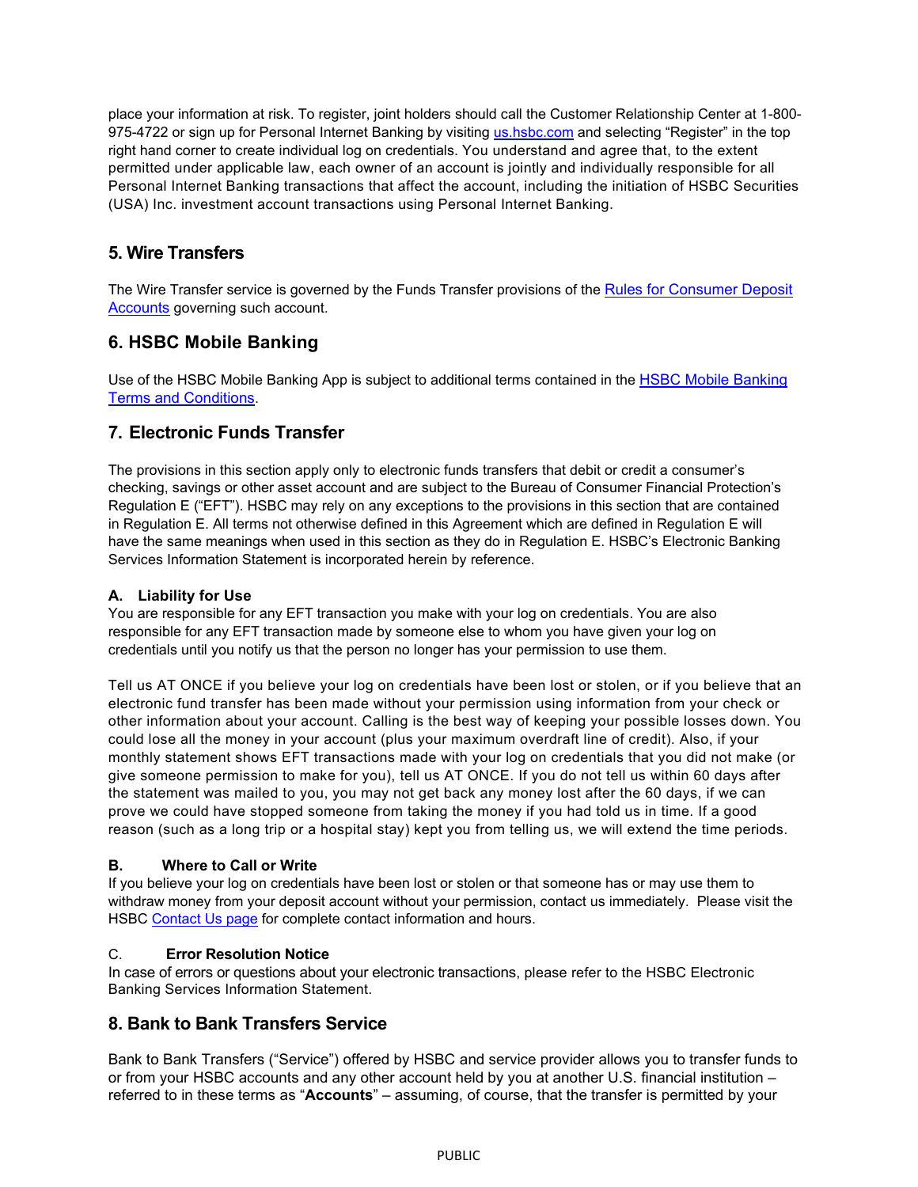place your information at risk. To register, joint holders should call the Customer Relationship Center at 1-800-975-4722 or sign up for Personal Internet Banking by visiting [us.hsbc.com](us.hsbc.com) and selecting "Register" in the top right hand corner to create individual log on credentials. You understand and agree that, to the extent permitted under applicable law, each owner of an account is jointly and individually responsible for all Personal Internet Banking transactions that affect the account, including the initiation of HSBC Securities (USA) Inc. investment account transactions using Personal Internet Banking.

## 5. Wire Transfers

The Wire Transfer service is governed by the Funds Transfer provisions of the Rules for Consumer Deposit Accounts governing such account.

## 6. HSBC Mobile Banking

Use of the HSBC Mobile Banking App is subject to additional terms contained in the HSBC Mobile Banking Terms and Conditions.

## 7. Electronic Funds Transfer

The provisions in this section apply only to electronic funds transfers that debit or credit a consumer's checking, savings or other asset account and are subject to the Bureau of Consumer Financial Protection's Regulation E ("EFT"). HSBC may rely on any exceptions to the provisions in this section that are contained in Regulation E. All terms not otherwise defined in this Agreement which are defined in Regulation E will have the same meanings when used in this section as they do in Regulation E. HSBC's Electronic Banking Services Information Statement is incorporated herein by reference.

### A. Liability for Use

You are responsible for any EFT transaction you make with your log on credentials. You are also responsible for any EFT transaction made by someone else to whom you have given your log on credentials until you notify us that the person no longer has your permission to use them.

Tell us AT ONCE if you believe your log on credentials have been lost or stolen, or if you believe that an electronic fund transfer has been made without your permission using information from your check or other information about your account. Calling is the best way of keeping your possible losses down. You could lose all the money in your account (plus your maximum overdraft line of credit). Also, if your monthly statement shows EFT transactions made with your log on credentials that you did not make (or give someone permission to make for you), tell us AT ONCE. If you do not tell us within 60 days after the statement was mailed to you, you may not get back any money lost after the 60 days, if we can prove we could have stopped someone from taking the money if you had told us in time. If a good reason (such as a long trip or a hospital stay) kept you from telling us, we will extend the time periods.

### B. Where to Call or Write

If you believe your log on credentials have been lost or stolen or that someone has or may use them to withdraw money from your deposit account without your permission, contact us immediately. Please visit the HSBC Contact Us page for complete contact information and hours.

### C. Error Resolution Notice

In case of errors or questions about your electronic transactions, please refer to the HSBC Electronic Banking Services Information Statement.

## 8. Bank to Bank Transfers Service

Bank to Bank Transfers ("Service") offered by HSBC and service provider allows you to transfer funds to or from your HSBC accounts and any other account held by you at another U.S. financial institution – referred to in these terms as "**Accounts**" – assuming, of course, that the transfer is permitted by your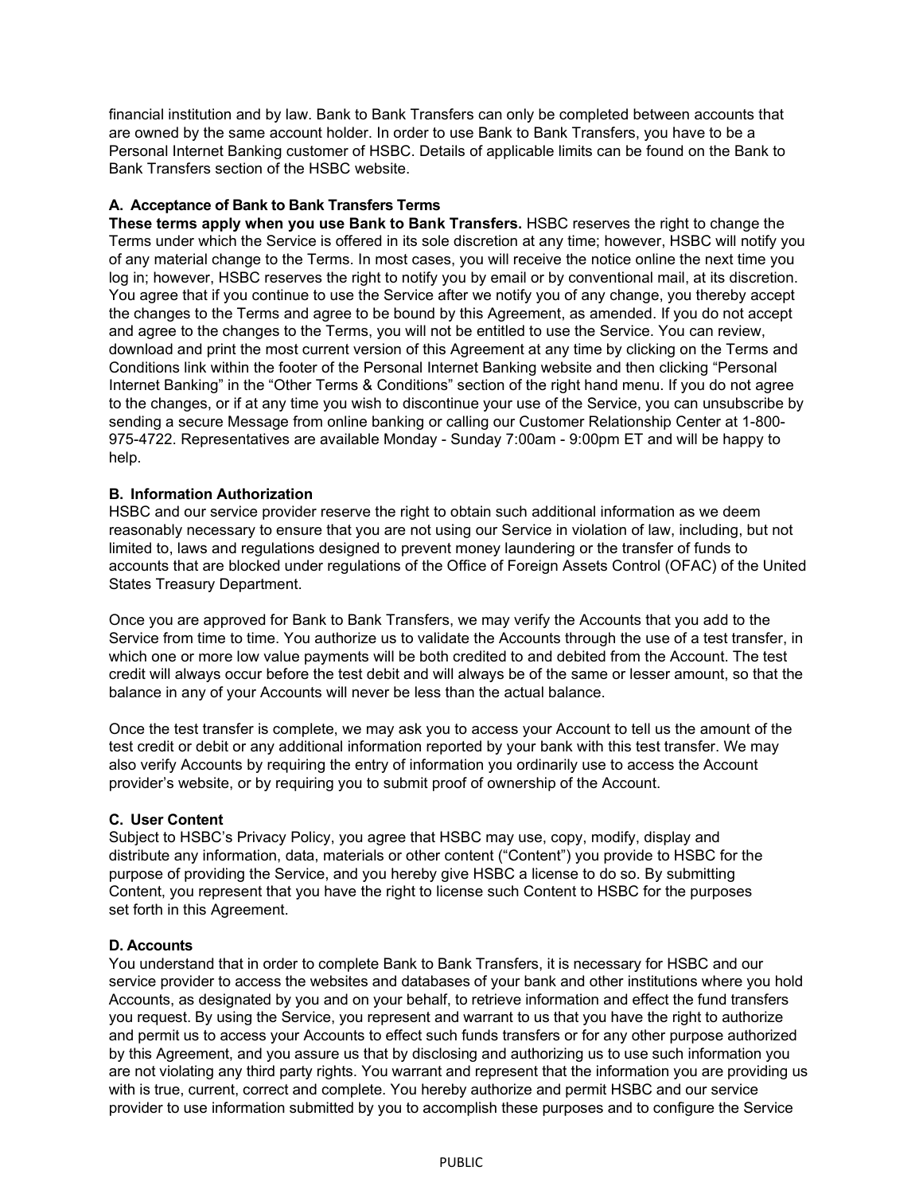financial institution and by law. Bank to Bank Transfers can only be completed between accounts that are owned by the same account holder. In order to use Bank to Bank Transfers, you have to be a Personal Internet Banking customer of HSBC. Details of applicable limits can be found on the Bank to Bank Transfers section of the HSBC website.

**A. Acceptance of Bank to Bank Transfers Terms**

**These terms apply when you use Bank to Bank Transfers.** HSBC reserves the right to change the Terms under which the Service is offered in its sole discretion at any time; however, HSBC will notify you of any material change to the Terms. In most cases, you will receive the notice online the next time you log in; however, HSBC reserves the right to notify you by email or by conventional mail, at its discretion. You agree that if you continue to use the Service after we notify you of any change, you thereby accept the changes to the Terms and agree to be bound by this Agreement, as amended. If you do not accept and agree to the changes to the Terms, you will not be entitled to use the Service. You can review, download and print the most current version of this Agreement at any time by clicking on the Terms and Conditions link within the footer of the Personal Internet Banking website and then clicking "Personal Internet Banking" in the "Other Terms & Conditions" section of the right hand menu. If you do not agree to the changes, or if at any time you wish to discontinue your use of the Service, you can unsubscribe by sending a secure Message from online banking or calling our Customer Relationship Center at 1-800-975-4722. Representatives are available Monday - Sunday 7:00am - 9:00pm ET and will be happy to help.

**B. Information Authorization**

HSBC and our service provider reserve the right to obtain such additional information as we deem reasonably necessary to ensure that you are not using our Service in violation of law, including, but not limited to, laws and regulations designed to prevent money laundering or the transfer of funds to accounts that are blocked under regulations of the Office of Foreign Assets Control (OFAC) of the United States Treasury Department.

Once you are approved for Bank to Bank Transfers, we may verify the Accounts that you add to the Service from time to time. You authorize us to validate the Accounts through the use of a test transfer, in which one or more low value payments will be both credited to and debited from the Account. The test credit will always occur before the test debit and will always be of the same or lesser amount, so that the balance in any of your Accounts will never be less than the actual balance.

Once the test transfer is complete, we may ask you to access your Account to tell us the amount of the test credit or debit or any additional information reported by your bank with this test transfer. We may also verify Accounts by requiring the entry of information you ordinarily use to access the Account provider's website, or by requiring you to submit proof of ownership of the Account.

**C. User Content**

Subject to HSBC's Privacy Policy, you agree that HSBC may use, copy, modify, display and distribute any information, data, materials or other content ("Content") you provide to HSBC for the purpose of providing the Service, and you hereby give HSBC a license to do so. By submitting Content, you represent that you have the right to license such Content to HSBC for the purposes set forth in this Agreement.

**D. Accounts**

You understand that in order to complete Bank to Bank Transfers, it is necessary for HSBC and our service provider to access the websites and databases of your bank and other institutions where you hold Accounts, as designated by you and on your behalf, to retrieve information and effect the fund transfers you request. By using the Service, you represent and warrant to us that you have the right to authorize and permit us to access your Accounts to effect such funds transfers or for any other purpose authorized by this Agreement, and you assure us that by disclosing and authorizing us to use such information you are not violating any third party rights. You warrant and represent that the information you are providing us with is true, current, correct and complete. You hereby authorize and permit HSBC and our service provider to use information submitted by you to accomplish these purposes and to configure the Service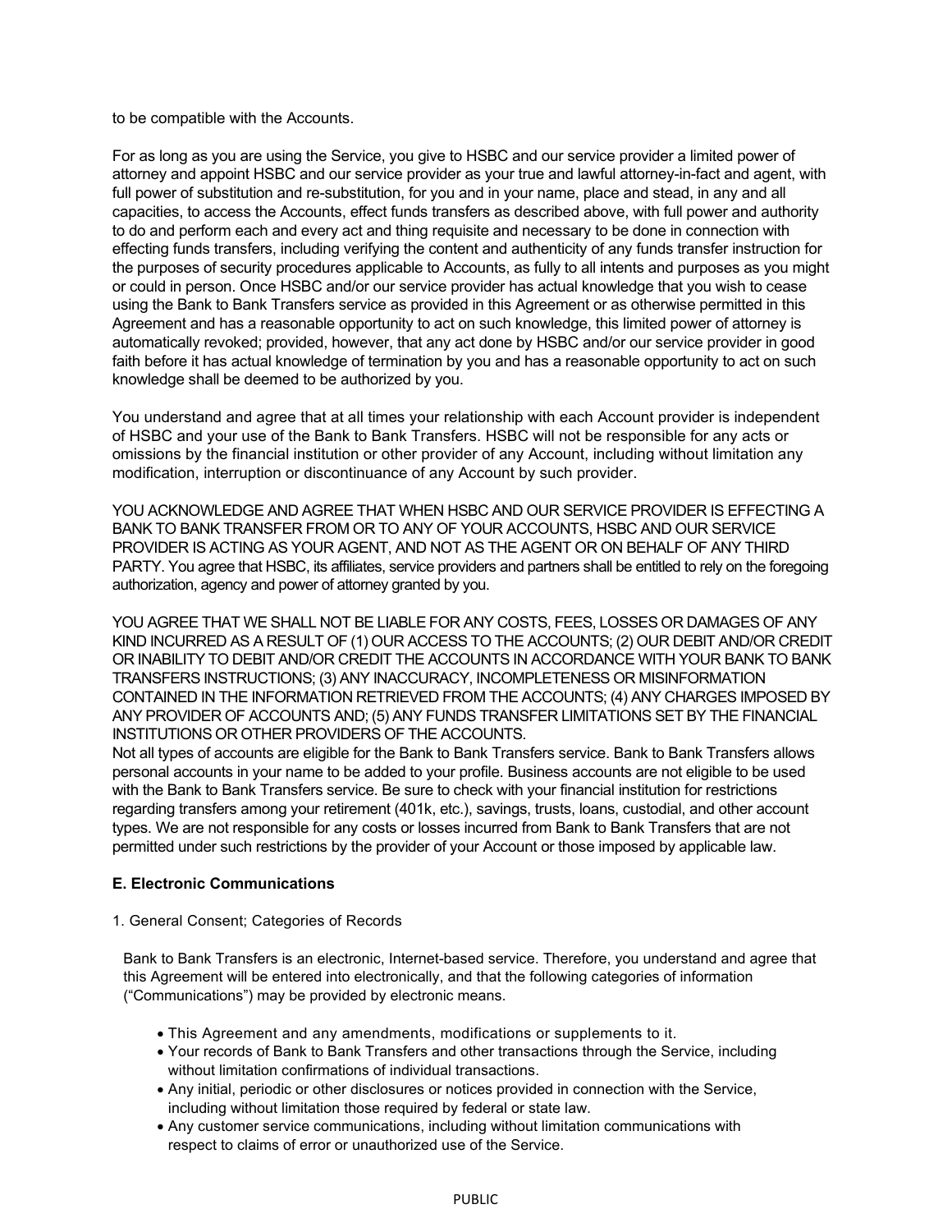to be compatible with the Accounts.

For as long as you are using the Service, you give to HSBC and our service provider a limited power of attorney and appoint HSBC and our service provider as your true and lawful attorney-in-fact and agent, with full power of substitution and re-substitution, for you and in your name, place and stead, in any and all capacities, to access the Accounts, effect funds transfers as described above, with full power and authority to do and perform each and every act and thing requisite and necessary to be done in connection with effecting funds transfers, including verifying the content and authenticity of any funds transfer instruction for the purposes of security procedures applicable to Accounts, as fully to all intents and purposes as you might or could in person. Once HSBC and/or our service provider has actual knowledge that you wish to cease using the Bank to Bank Transfers service as provided in this Agreement or as otherwise permitted in this Agreement and has a reasonable opportunity to act on such knowledge, this limited power of attorney is automatically revoked; provided, however, that any act done by HSBC and/or our service provider in good faith before it has actual knowledge of termination by you and has a reasonable opportunity to act on such knowledge shall be deemed to be authorized by you.

You understand and agree that at all times your relationship with each Account provider is independent of HSBC and your use of the Bank to Bank Transfers. HSBC will not be responsible for any acts or omissions by the financial institution or other provider of any Account, including without limitation any modification, interruption or discontinuance of any Account by such provider.

YOU ACKNOWLEDGE AND AGREE THAT WHEN HSBC AND OUR SERVICE PROVIDER IS EFFECTING A BANK TO BANK TRANSFER FROM OR TO ANY OF YOUR ACCOUNTS, HSBC AND OUR SERVICE PROVIDER IS ACTING AS YOUR AGENT, AND NOT AS THE AGENT OR ON BEHALF OF ANY THIRD PARTY. You agree that HSBC, its affiliates, service providers and partners shall be entitled to rely on the foregoing authorization, agency and power of attorney granted by you.

YOU AGREE THAT WE SHALL NOT BE LIABLE FOR ANY COSTS, FEES, LOSSES OR DAMAGES OF ANY KIND INCURRED AS A RESULT OF (1) OUR ACCESS TO THE ACCOUNTS; (2) OUR DEBIT AND/OR CREDIT OR INABILITY TO DEBIT AND/OR CREDIT THE ACCOUNTS IN ACCORDANCE WITH YOUR BANK TO BANK TRANSFERS INSTRUCTIONS; (3) ANY INACCURACY, INCOMPLETENESS OR MISINFORMATION CONTAINED IN THE INFORMATION RETRIEVED FROM THE ACCOUNTS; (4) ANY CHARGES IMPOSED BY ANY PROVIDER OF ACCOUNTS AND; (5) ANY FUNDS TRANSFER LIMITATIONS SET BY THE FINANCIAL INSTITUTIONS OR OTHER PROVIDERS OF THE ACCOUNTS.
Not all types of accounts are eligible for the Bank to Bank Transfers service. Bank to Bank Transfers allows personal accounts in your name to be added to your profile. Business accounts are not eligible to be used with the Bank to Bank Transfers service. Be sure to check with your financial institution for restrictions regarding transfers among your retirement (401k, etc.), savings, trusts, loans, custodial, and other account types. We are not responsible for any costs or losses incurred from Bank to Bank Transfers that are not permitted under such restrictions by the provider of your Account or those imposed by applicable law.

### E. Electronic Communications

1. General Consent; Categories of Records

Bank to Bank Transfers is an electronic, Internet-based service. Therefore, you understand and agree that this Agreement will be entered into electronically, and that the following categories of information ("Communications") may be provided by electronic means.

- This Agreement and any amendments, modifications or supplements to it.
- Your records of Bank to Bank Transfers and other transactions through the Service, including without limitation confirmations of individual transactions.
- Any initial, periodic or other disclosures or notices provided in connection with the Service, including without limitation those required by federal or state law.
- Any customer service communications, including without limitation communications with respect to claims of error or unauthorized use of the Service.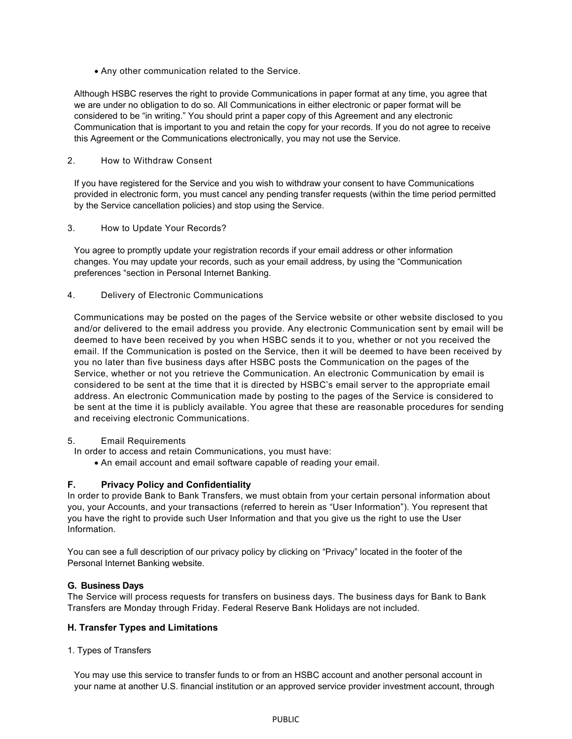- Any other communication related to the Service.

Although HSBC reserves the right to provide Communications in paper format at any time, you agree that we are under no obligation to do so. All Communications in either electronic or paper format will be considered to be "in writing." You should print a paper copy of this Agreement and any electronic Communication that is important to you and retain the copy for your records. If you do not agree to receive this Agreement or the Communications electronically, you may not use the Service.

2. How to Withdraw Consent

If you have registered for the Service and you wish to withdraw your consent to have Communications provided in electronic form, you must cancel any pending transfer requests (within the time period permitted by the Service cancellation policies) and stop using the Service.

3. How to Update Your Records?

You agree to promptly update your registration records if your email address or other information changes. You may update your records, such as your email address, by using the "Communication preferences "section in Personal Internet Banking.

4. Delivery of Electronic Communications

Communications may be posted on the pages of the Service website or other website disclosed to you and/or delivered to the email address you provide. Any electronic Communication sent by email will be deemed to have been received by you when HSBC sends it to you, whether or not you received the email. If the Communication is posted on the Service, then it will be deemed to have been received by you no later than five business days after HSBC posts the Communication on the pages of the Service, whether or not you retrieve the Communication. An electronic Communication by email is considered to be sent at the time that it is directed by HSBC's email server to the appropriate email address. An electronic Communication made by posting to the pages of the Service is considered to be sent at the time it is publicly available. You agree that these are reasonable procedures for sending and receiving electronic Communications.

5. Email Requirements

In order to access and retain Communications, you must have:

- An email account and email software capable of reading your email.

### F. Privacy Policy and Confidentiality

In order to provide Bank to Bank Transfers, we must obtain from your certain personal information about you, your Accounts, and your transactions (referred to herein as "User Information"). You represent that you have the right to provide such User Information and that you give us the right to use the User Information.

You can see a full description of our privacy policy by clicking on "Privacy" located in the footer of the Personal Internet Banking website.

### G. Business Days

The Service will process requests for transfers on business days. The business days for Bank to Bank Transfers are Monday through Friday. Federal Reserve Bank Holidays are not included.

### H. Transfer Types and Limitations

1. Types of Transfers

You may use this service to transfer funds to or from an HSBC account and another personal account in your name at another U.S. financial institution or an approved service provider investment account, through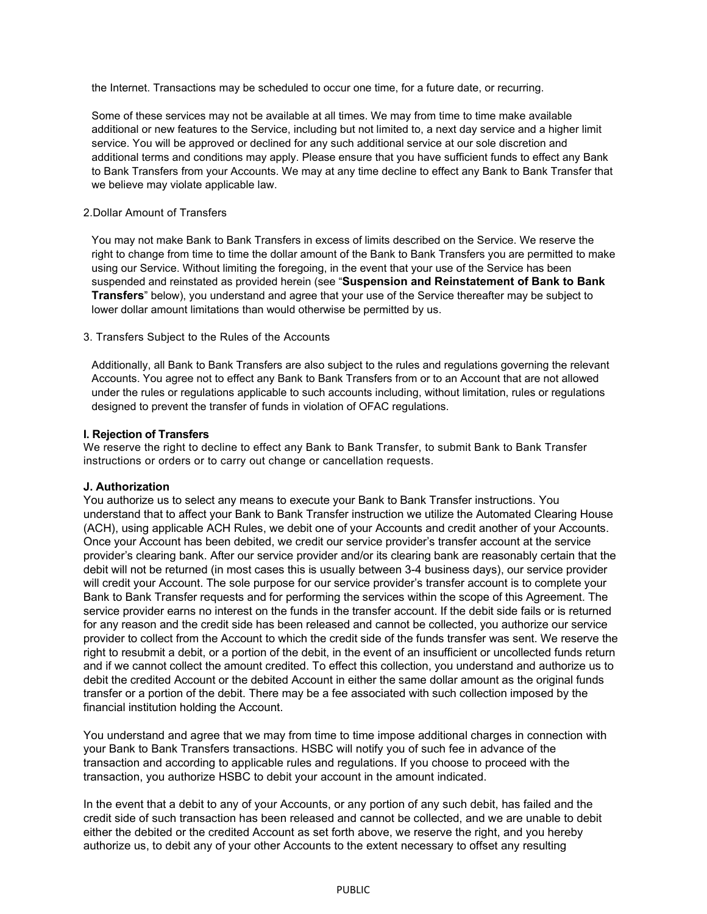the Internet. Transactions may be scheduled to occur one time, for a future date, or recurring.

Some of these services may not be available at all times. We may from time to time make available additional or new features to the Service, including but not limited to, a next day service and a higher limit service. You will be approved or declined for any such additional service at our sole discretion and additional terms and conditions may apply. Please ensure that you have sufficient funds to effect any Bank to Bank Transfers from your Accounts. We may at any time decline to effect any Bank to Bank Transfer that we believe may violate applicable law.

2.Dollar Amount of Transfers

You may not make Bank to Bank Transfers in excess of limits described on the Service. We reserve the right to change from time to time the dollar amount of the Bank to Bank Transfers you are permitted to make using our Service. Without limiting the foregoing, in the event that your use of the Service has been suspended and reinstated as provided herein (see "**Suspension and Reinstatement of Bank to Bank Transfers**" below), you understand and agree that your use of the Service thereafter may be subject to lower dollar amount limitations than would otherwise be permitted by us.

3. Transfers Subject to the Rules of the Accounts

Additionally, all Bank to Bank Transfers are also subject to the rules and regulations governing the relevant Accounts. You agree not to effect any Bank to Bank Transfers from or to an Account that are not allowed under the rules or regulations applicable to such accounts including, without limitation, rules or regulations designed to prevent the transfer of funds in violation of OFAC regulations.

**I. Rejection of Transfers**
We reserve the right to decline to effect any Bank to Bank Transfer, to submit Bank to Bank Transfer instructions or orders or to carry out change or cancellation requests.

**J. Authorization**
You authorize us to select any means to execute your Bank to Bank Transfer instructions. You understand that to affect your Bank to Bank Transfer instruction we utilize the Automated Clearing House (ACH), using applicable ACH Rules, we debit one of your Accounts and credit another of your Accounts. Once your Account has been debited, we credit our service provider's transfer account at the service provider's clearing bank. After our service provider and/or its clearing bank are reasonably certain that the debit will not be returned (in most cases this is usually between 3-4 business days), our service provider will credit your Account. The sole purpose for our service provider's transfer account is to complete your Bank to Bank Transfer requests and for performing the services within the scope of this Agreement. The service provider earns no interest on the funds in the transfer account. If the debit side fails or is returned for any reason and the credit side has been released and cannot be collected, you authorize our service provider to collect from the Account to which the credit side of the funds transfer was sent. We reserve the right to resubmit a debit, or a portion of the debit, in the event of an insufficient or uncollected funds return and if we cannot collect the amount credited. To effect this collection, you understand and authorize us to debit the credited Account or the debited Account in either the same dollar amount as the original funds transfer or a portion of the debit. There may be a fee associated with such collection imposed by the financial institution holding the Account.

You understand and agree that we may from time to time impose additional charges in connection with your Bank to Bank Transfers transactions. HSBC will notify you of such fee in advance of the transaction and according to applicable rules and regulations. If you choose to proceed with the transaction, you authorize HSBC to debit your account in the amount indicated.

In the event that a debit to any of your Accounts, or any portion of any such debit, has failed and the credit side of such transaction has been released and cannot be collected, and we are unable to debit either the debited or the credited Account as set forth above, we reserve the right, and you hereby authorize us, to debit any of your other Accounts to the extent necessary to offset any resulting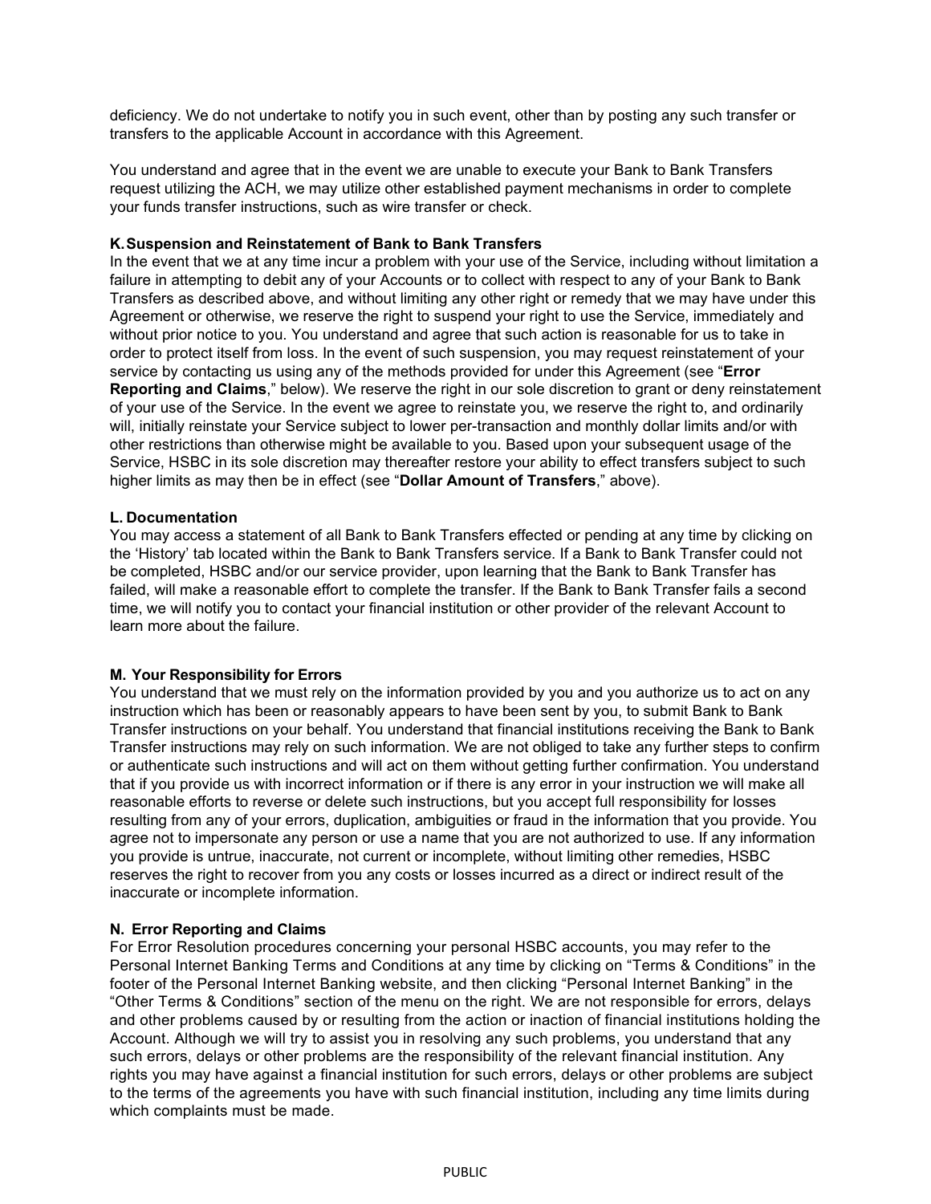deficiency. We do not undertake to notify you in such event, other than by posting any such transfer or transfers to the applicable Account in accordance with this Agreement.

You understand and agree that in the event we are unable to execute your Bank to Bank Transfers request utilizing the ACH, we may utilize other established payment mechanisms in order to complete your funds transfer instructions, such as wire transfer or check.

**K. Suspension and Reinstatement of Bank to Bank Transfers**

In the event that we at any time incur a problem with your use of the Service, including without limitation a failure in attempting to debit any of your Accounts or to collect with respect to any of your Bank to Bank Transfers as described above, and without limiting any other right or remedy that we may have under this Agreement or otherwise, we reserve the right to suspend your right to use the Service, immediately and without prior notice to you. You understand and agree that such action is reasonable for us to take in order to protect itself from loss. In the event of such suspension, you may request reinstatement of your service by contacting us using any of the methods provided for under this Agreement (see "**Error Reporting and Claims**," below). We reserve the right in our sole discretion to grant or deny reinstatement of your use of the Service. In the event we agree to reinstate you, we reserve the right to, and ordinarily will, initially reinstate your Service subject to lower per-transaction and monthly dollar limits and/or with other restrictions than otherwise might be available to you. Based upon your subsequent usage of the Service, HSBC in its sole discretion may thereafter restore your ability to effect transfers subject to such higher limits as may then be in effect (see "**Dollar Amount of Transfers**," above).

**L. Documentation**

You may access a statement of all Bank to Bank Transfers effected or pending at any time by clicking on the 'History' tab located within the Bank to Bank Transfers service. If a Bank to Bank Transfer could not be completed, HSBC and/or our service provider, upon learning that the Bank to Bank Transfer has failed, will make a reasonable effort to complete the transfer. If the Bank to Bank Transfer fails a second time, we will notify you to contact your financial institution or other provider of the relevant Account to learn more about the failure.

**M. Your Responsibility for Errors**

You understand that we must rely on the information provided by you and you authorize us to act on any instruction which has been or reasonably appears to have been sent by you, to submit Bank to Bank Transfer instructions on your behalf. You understand that financial institutions receiving the Bank to Bank Transfer instructions may rely on such information. We are not obliged to take any further steps to confirm or authenticate such instructions and will act on them without getting further confirmation. You understand that if you provide us with incorrect information or if there is any error in your instruction we will make all reasonable efforts to reverse or delete such instructions, but you accept full responsibility for losses resulting from any of your errors, duplication, ambiguities or fraud in the information that you provide. You agree not to impersonate any person or use a name that you are not authorized to use. If any information you provide is untrue, inaccurate, not current or incomplete, without limiting other remedies, HSBC reserves the right to recover from you any costs or losses incurred as a direct or indirect result of the inaccurate or incomplete information.

**N. Error Reporting and Claims**

For Error Resolution procedures concerning your personal HSBC accounts, you may refer to the Personal Internet Banking Terms and Conditions at any time by clicking on "Terms & Conditions" in the footer of the Personal Internet Banking website, and then clicking "Personal Internet Banking" in the "Other Terms & Conditions" section of the menu on the right. We are not responsible for errors, delays and other problems caused by or resulting from the action or inaction of financial institutions holding the Account. Although we will try to assist you in resolving any such problems, you understand that any such errors, delays or other problems are the responsibility of the relevant financial institution. Any rights you may have against a financial institution for such errors, delays or other problems are subject to the terms of the agreements you have with such financial institution, including any time limits during which complaints must be made.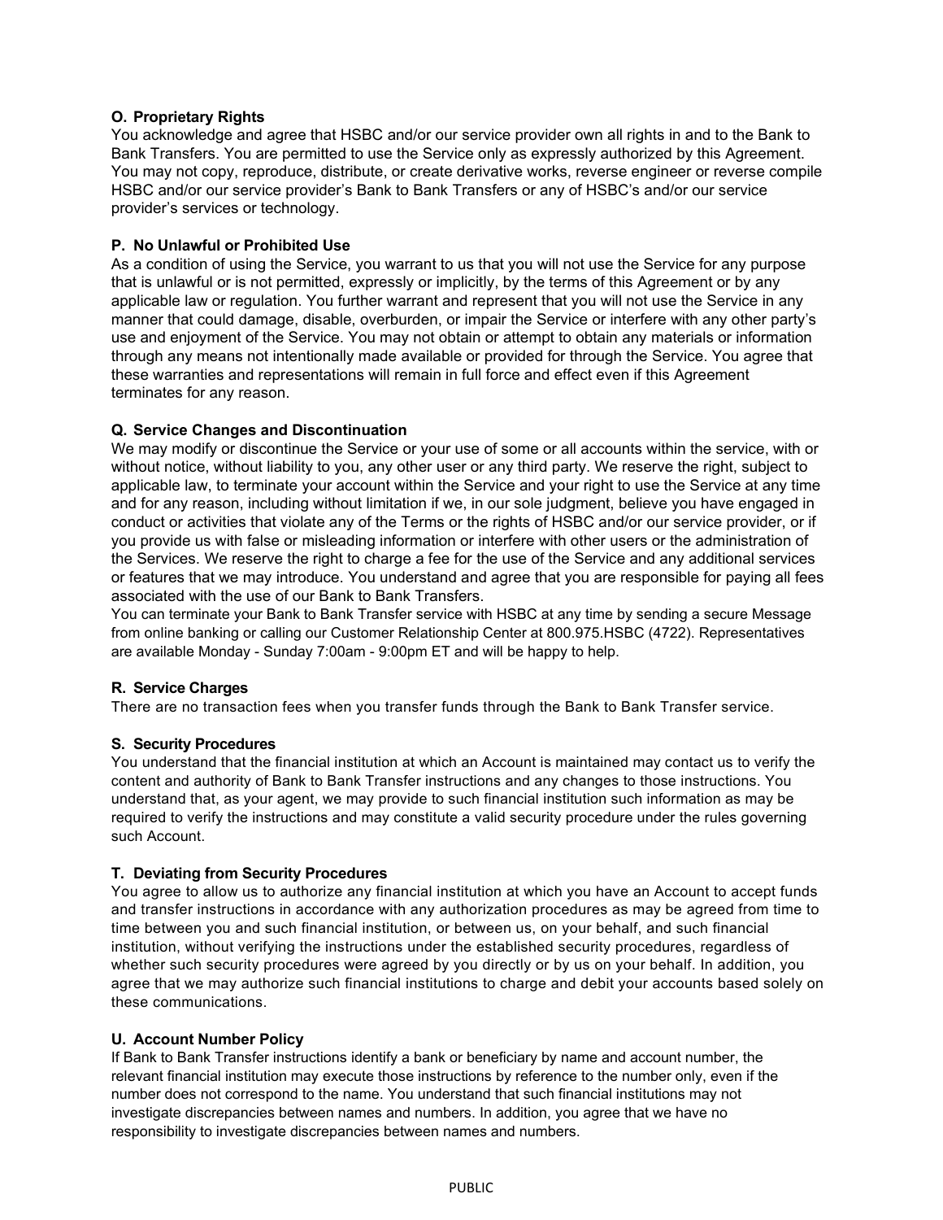**O. Proprietary Rights**

You acknowledge and agree that HSBC and/or our service provider own all rights in and to the Bank to Bank Transfers. You are permitted to use the Service only as expressly authorized by this Agreement. You may not copy, reproduce, distribute, or create derivative works, reverse engineer or reverse compile HSBC and/or our service provider's Bank to Bank Transfers or any of HSBC's and/or our service provider's services or technology.

**P. No Unlawful or Prohibited Use**

As a condition of using the Service, you warrant to us that you will not use the Service for any purpose that is unlawful or is not permitted, expressly or implicitly, by the terms of this Agreement or by any applicable law or regulation. You further warrant and represent that you will not use the Service in any manner that could damage, disable, overburden, or impair the Service or interfere with any other party's use and enjoyment of the Service. You may not obtain or attempt to obtain any materials or information through any means not intentionally made available or provided for through the Service. You agree that these warranties and representations will remain in full force and effect even if this Agreement terminates for any reason.

**Q. Service Changes and Discontinuation**

We may modify or discontinue the Service or your use of some or all accounts within the service, with or without notice, without liability to you, any other user or any third party. We reserve the right, subject to applicable law, to terminate your account within the Service and your right to use the Service at any time and for any reason, including without limitation if we, in our sole judgment, believe you have engaged in conduct or activities that violate any of the Terms or the rights of HSBC and/or our service provider, or if you provide us with false or misleading information or interfere with other users or the administration of the Services. We reserve the right to charge a fee for the use of the Service and any additional services or features that we may introduce. You understand and agree that you are responsible for paying all fees associated with the use of our Bank to Bank Transfers.

You can terminate your Bank to Bank Transfer service with HSBC at any time by sending a secure Message from online banking or calling our Customer Relationship Center at 800.975.HSBC (4722). Representatives are available Monday - Sunday 7:00am - 9:00pm ET and will be happy to help.

**R. Service Charges**

There are no transaction fees when you transfer funds through the Bank to Bank Transfer service.

**S. Security Procedures**

You understand that the financial institution at which an Account is maintained may contact us to verify the content and authority of Bank to Bank Transfer instructions and any changes to those instructions. You understand that, as your agent, we may provide to such financial institution such information as may be required to verify the instructions and may constitute a valid security procedure under the rules governing such Account.

**T. Deviating from Security Procedures**

You agree to allow us to authorize any financial institution at which you have an Account to accept funds and transfer instructions in accordance with any authorization procedures as may be agreed from time to time between you and such financial institution, or between us, on your behalf, and such financial institution, without verifying the instructions under the established security procedures, regardless of whether such security procedures were agreed by you directly or by us on your behalf. In addition, you agree that we may authorize such financial institutions to charge and debit your accounts based solely on these communications.

**U. Account Number Policy**

If Bank to Bank Transfer instructions identify a bank or beneficiary by name and account number, the relevant financial institution may execute those instructions by reference to the number only, even if the number does not correspond to the name. You understand that such financial institutions may not investigate discrepancies between names and numbers. In addition, you agree that we have no responsibility to investigate discrepancies between names and numbers.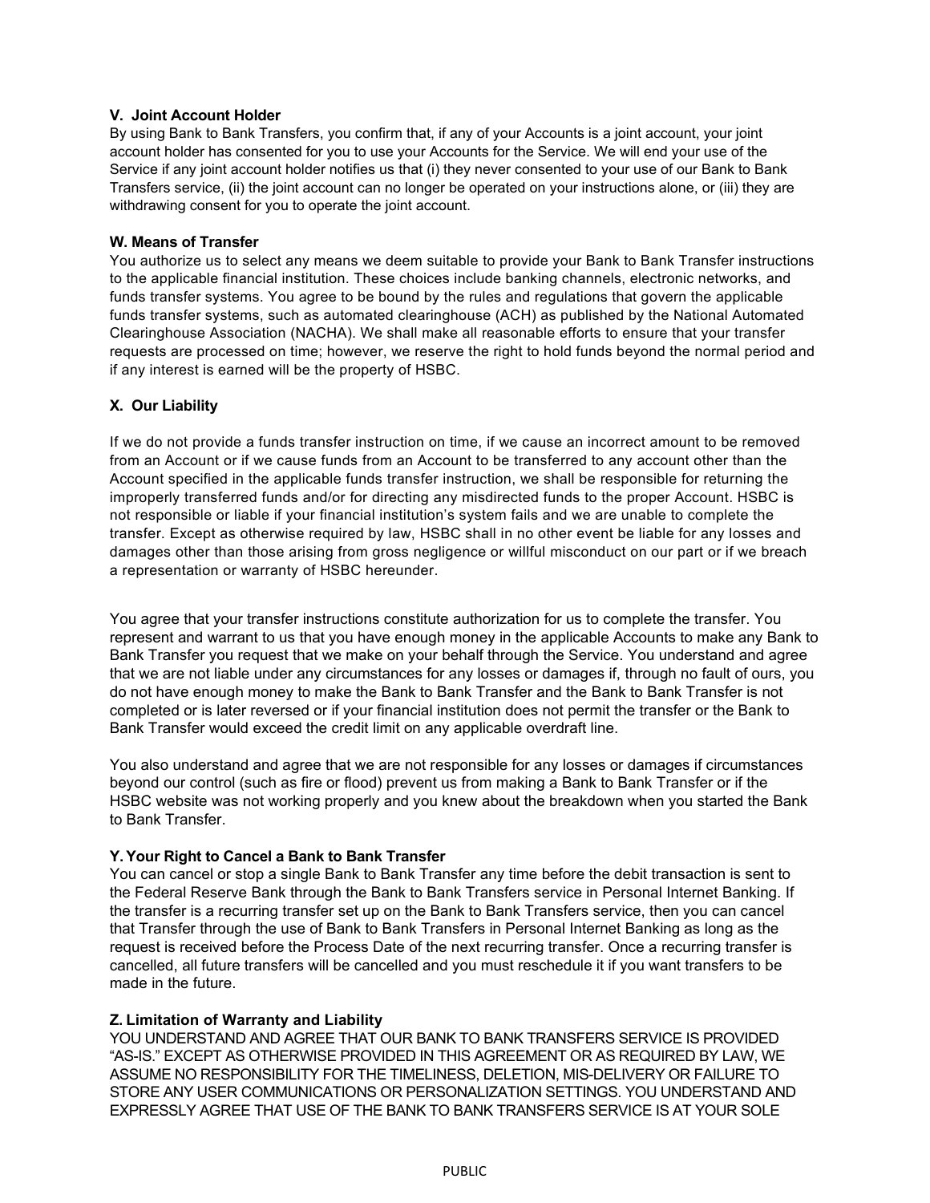**V. Joint Account Holder**
By using Bank to Bank Transfers, you confirm that, if any of your Accounts is a joint account, your joint account holder has consented for you to use your Accounts for the Service. We will end your use of the Service if any joint account holder notifies us that (i) they never consented to your use of our Bank to Bank Transfers service, (ii) the joint account can no longer be operated on your instructions alone, or (iii) they are withdrawing consent for you to operate the joint account.

**W. Means of Transfer**
You authorize us to select any means we deem suitable to provide your Bank to Bank Transfer instructions to the applicable financial institution. These choices include banking channels, electronic networks, and funds transfer systems. You agree to be bound by the rules and regulations that govern the applicable funds transfer systems, such as automated clearinghouse (ACH) as published by the National Automated Clearinghouse Association (NACHA). We shall make all reasonable efforts to ensure that your transfer requests are processed on time; however, we reserve the right to hold funds beyond the normal period and if any interest is earned will be the property of HSBC.

**X. Our Liability**

If we do not provide a funds transfer instruction on time, if we cause an incorrect amount to be removed from an Account or if we cause funds from an Account to be transferred to any account other than the Account specified in the applicable funds transfer instruction, we shall be responsible for returning the improperly transferred funds and/or for directing any misdirected funds to the proper Account. HSBC is not responsible or liable if your financial institution's system fails and we are unable to complete the transfer. Except as otherwise required by law, HSBC shall in no other event be liable for any losses and damages other than those arising from gross negligence or willful misconduct on our part or if we breach a representation or warranty of HSBC hereunder.

You agree that your transfer instructions constitute authorization for us to complete the transfer. You represent and warrant to us that you have enough money in the applicable Accounts to make any Bank to Bank Transfer you request that we make on your behalf through the Service. You understand and agree that we are not liable under any circumstances for any losses or damages if, through no fault of ours, you do not have enough money to make the Bank to Bank Transfer and the Bank to Bank Transfer is not completed or is later reversed or if your financial institution does not permit the transfer or the Bank to Bank Transfer would exceed the credit limit on any applicable overdraft line.

You also understand and agree that we are not responsible for any losses or damages if circumstances beyond our control (such as fire or flood) prevent us from making a Bank to Bank Transfer or if the HSBC website was not working properly and you knew about the breakdown when you started the Bank to Bank Transfer.

**Y. Your Right to Cancel a Bank to Bank Transfer**
You can cancel or stop a single Bank to Bank Transfer any time before the debit transaction is sent to the Federal Reserve Bank through the Bank to Bank Transfers service in Personal Internet Banking. If the transfer is a recurring transfer set up on the Bank to Bank Transfers service, then you can cancel that Transfer through the use of Bank to Bank Transfers in Personal Internet Banking as long as the request is received before the Process Date of the next recurring transfer. Once a recurring transfer is cancelled, all future transfers will be cancelled and you must reschedule it if you want transfers to be made in the future.

**Z. Limitation of Warranty and Liability**
YOU UNDERSTAND AND AGREE THAT OUR BANK TO BANK TRANSFERS SERVICE IS PROVIDED "AS-IS." EXCEPT AS OTHERWISE PROVIDED IN THIS AGREEMENT OR AS REQUIRED BY LAW, WE ASSUME NO RESPONSIBILITY FOR THE TIMELINESS, DELETION, MIS-DELIVERY OR FAILURE TO STORE ANY USER COMMUNICATIONS OR PERSONALIZATION SETTINGS. YOU UNDERSTAND AND EXPRESSLY AGREE THAT USE OF THE BANK TO BANK TRANSFERS SERVICE IS AT YOUR SOLE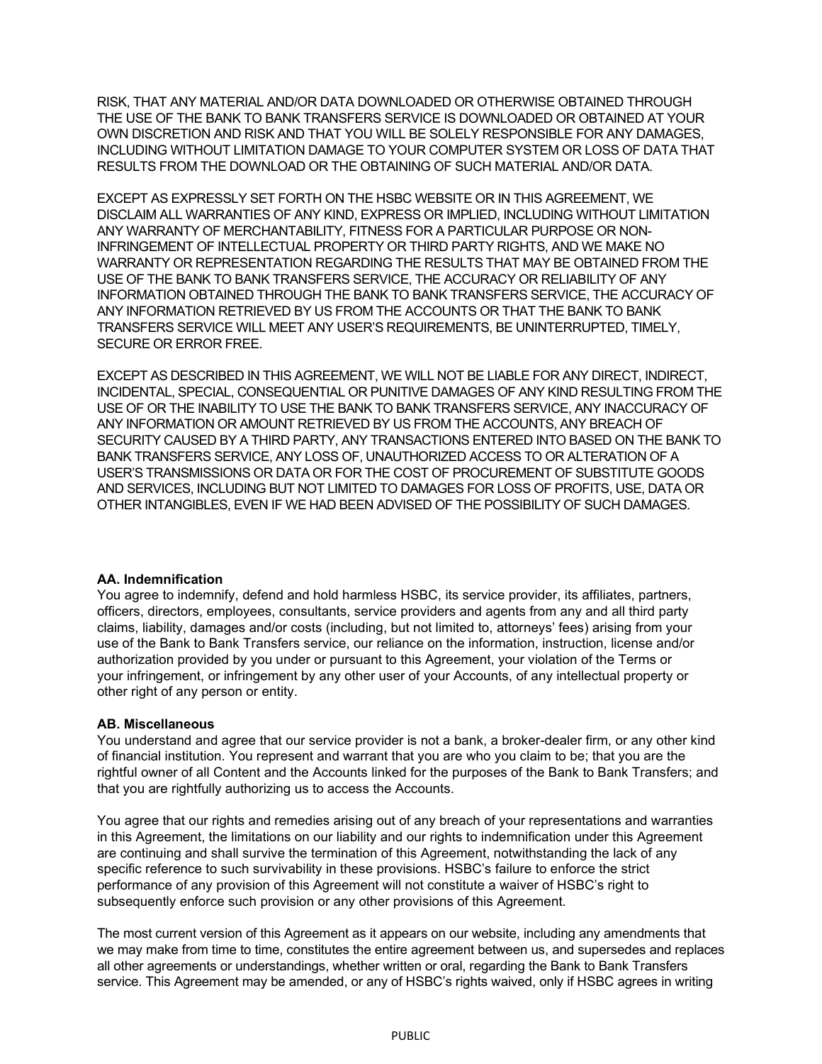RISK, THAT ANY MATERIAL AND/OR DATA DOWNLOADED OR OTHERWISE OBTAINED THROUGH THE USE OF THE BANK TO BANK TRANSFERS SERVICE IS DOWNLOADED OR OBTAINED AT YOUR OWN DISCRETION AND RISK AND THAT YOU WILL BE SOLELY RESPONSIBLE FOR ANY DAMAGES, INCLUDING WITHOUT LIMITATION DAMAGE TO YOUR COMPUTER SYSTEM OR LOSS OF DATA THAT RESULTS FROM THE DOWNLOAD OR THE OBTAINING OF SUCH MATERIAL AND/OR DATA.

EXCEPT AS EXPRESSLY SET FORTH ON THE HSBC WEBSITE OR IN THIS AGREEMENT, WE DISCLAIM ALL WARRANTIES OF ANY KIND, EXPRESS OR IMPLIED, INCLUDING WITHOUT LIMITATION ANY WARRANTY OF MERCHANTABILITY, FITNESS FOR A PARTICULAR PURPOSE OR NON-INFRINGEMENT OF INTELLECTUAL PROPERTY OR THIRD PARTY RIGHTS, AND WE MAKE NO WARRANTY OR REPRESENTATION REGARDING THE RESULTS THAT MAY BE OBTAINED FROM THE USE OF THE BANK TO BANK TRANSFERS SERVICE, THE ACCURACY OR RELIABILITY OF ANY INFORMATION OBTAINED THROUGH THE BANK TO BANK TRANSFERS SERVICE, THE ACCURACY OF ANY INFORMATION RETRIEVED BY US FROM THE ACCOUNTS OR THAT THE BANK TO BANK TRANSFERS SERVICE WILL MEET ANY USER'S REQUIREMENTS, BE UNINTERRUPTED, TIMELY, SECURE OR ERROR FREE.

EXCEPT AS DESCRIBED IN THIS AGREEMENT, WE WILL NOT BE LIABLE FOR ANY DIRECT, INDIRECT, INCIDENTAL, SPECIAL, CONSEQUENTIAL OR PUNITIVE DAMAGES OF ANY KIND RESULTING FROM THE USE OF OR THE INABILITY TO USE THE BANK TO BANK TRANSFERS SERVICE, ANY INACCURACY OF ANY INFORMATION OR AMOUNT RETRIEVED BY US FROM THE ACCOUNTS, ANY BREACH OF SECURITY CAUSED BY A THIRD PARTY, ANY TRANSACTIONS ENTERED INTO BASED ON THE BANK TO BANK TRANSFERS SERVICE, ANY LOSS OF, UNAUTHORIZED ACCESS TO OR ALTERATION OF A USER'S TRANSMISSIONS OR DATA OR FOR THE COST OF PROCUREMENT OF SUBSTITUTE GOODS AND SERVICES, INCLUDING BUT NOT LIMITED TO DAMAGES FOR LOSS OF PROFITS, USE, DATA OR OTHER INTANGIBLES, EVEN IF WE HAD BEEN ADVISED OF THE POSSIBILITY OF SUCH DAMAGES.

**AA. Indemnification**

You agree to indemnify, defend and hold harmless HSBC, its service provider, its affiliates, partners, officers, directors, employees, consultants, service providers and agents from any and all third party claims, liability, damages and/or costs (including, but not limited to, attorneys' fees) arising from your use of the Bank to Bank Transfers service, our reliance on the information, instruction, license and/or authorization provided by you under or pursuant to this Agreement, your violation of the Terms or your infringement, or infringement by any other user of your Accounts, of any intellectual property or other right of any person or entity.

**AB. Miscellaneous**

You understand and agree that our service provider is not a bank, a broker-dealer firm, or any other kind of financial institution. You represent and warrant that you are who you claim to be; that you are the rightful owner of all Content and the Accounts linked for the purposes of the Bank to Bank Transfers; and that you are rightfully authorizing us to access the Accounts.

You agree that our rights and remedies arising out of any breach of your representations and warranties in this Agreement, the limitations on our liability and our rights to indemnification under this Agreement are continuing and shall survive the termination of this Agreement, notwithstanding the lack of any specific reference to such survivability in these provisions. HSBC's failure to enforce the strict performance of any provision of this Agreement will not constitute a waiver of HSBC's right to subsequently enforce such provision or any other provisions of this Agreement.

The most current version of this Agreement as it appears on our website, including any amendments that we may make from time to time, constitutes the entire agreement between us, and supersedes and replaces all other agreements or understandings, whether written or oral, regarding the Bank to Bank Transfers service. This Agreement may be amended, or any of HSBC's rights waived, only if HSBC agrees in writing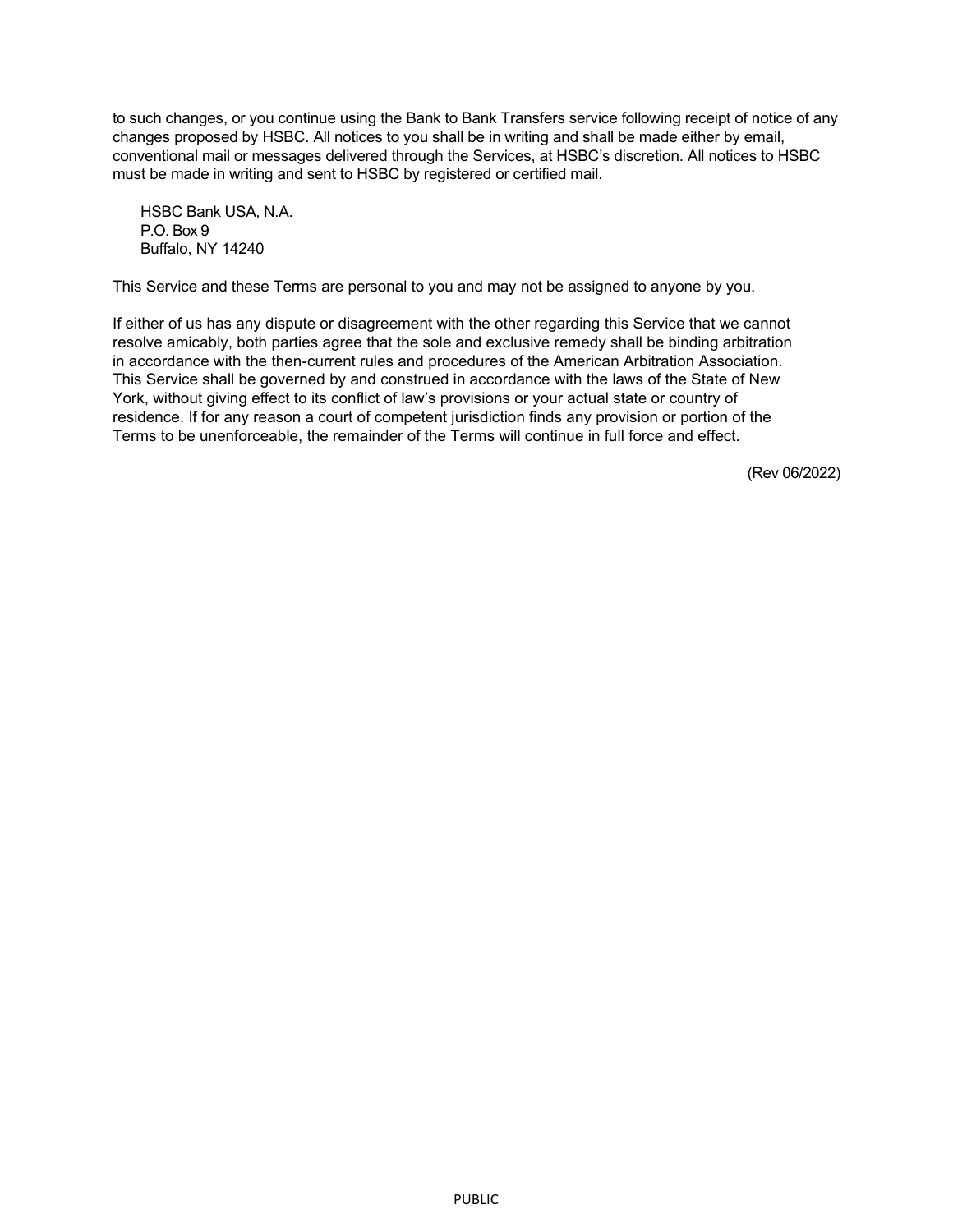to such changes, or you continue using the Bank to Bank Transfers service following receipt of notice of any changes proposed by HSBC. All notices to you shall be in writing and shall be made either by email, conventional mail or messages delivered through the Services, at HSBC's discretion. All notices to HSBC must be made in writing and sent to HSBC by registered or certified mail.

HSBC Bank USA, N.A.
P.O. Box 9
Buffalo, NY 14240

This Service and these Terms are personal to you and may not be assigned to anyone by you.

If either of us has any dispute or disagreement with the other regarding this Service that we cannot resolve amicably, both parties agree that the sole and exclusive remedy shall be binding arbitration in accordance with the then-current rules and procedures of the American Arbitration Association. This Service shall be governed by and construed in accordance with the laws of the State of New York, without giving effect to its conflict of law's provisions or your actual state or country of residence. If for any reason a court of competent jurisdiction finds any provision or portion of the Terms to be unenforceable, the remainder of the Terms will continue in full force and effect.

(Rev 06/2022)